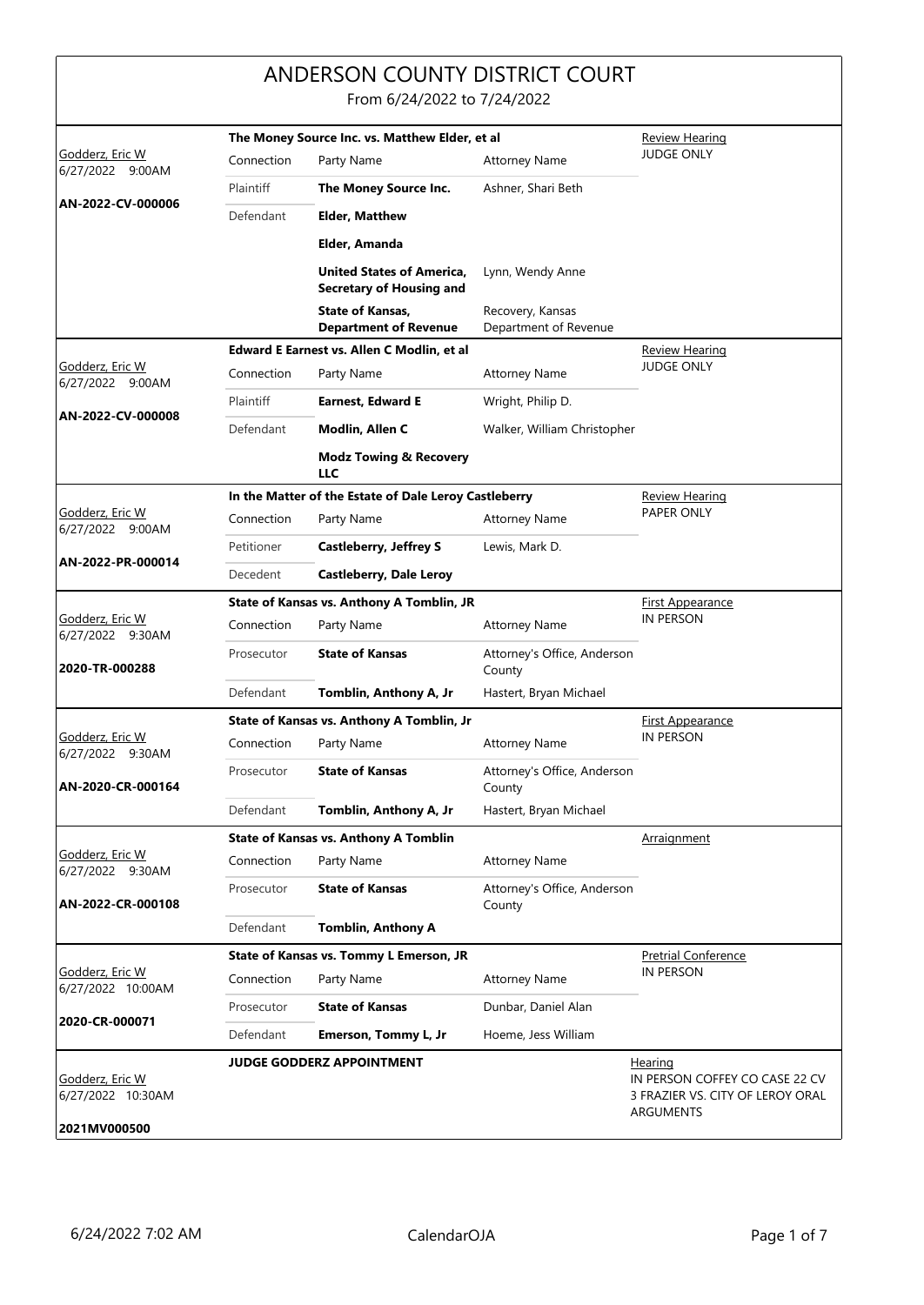# ANDERSON COUNTY DISTRICT COURT

From 6/24/2022 to 7/24/2022

| Judge / Date / Case | Connection | Party Name | Attorney Name | Hearing |
|---|---|---|---|---|
| Godderz, Eric W<br>6/27/2022 9:00AM<br>**AN-2022-CV-000006** | **The Money Source Inc. vs. Matthew Elder, et al** | | | Review Hearing<br>JUDGE ONLY |
| | Connection | Party Name | Attorney Name | |
| | Plaintiff | **The Money Source Inc.** | Ashner, Shari Beth | |
| | Defendant | **Elder, Matthew** | | |
| | | **Elder, Amanda** | | |
| | | **United States of America, Secretary of Housing and** | Lynn, Wendy Anne | |
| | | **State of Kansas, Department of Revenue** | Recovery, Kansas Department of Revenue | |
| Godderz, Eric W<br>6/27/2022 9:00AM<br>**AN-2022-CV-000008** | **Edward E Earnest vs. Allen C Modlin, et al** | | | Review Hearing<br>JUDGE ONLY |
| | Connection | Party Name | Attorney Name | |
| | Plaintiff | **Earnest, Edward E** | Wright, Philip D. | |
| | Defendant | **Modlin, Allen C** | Walker, William Christopher | |
| | | **Modz Towing & Recovery LLC** | | |
| Godderz, Eric W<br>6/27/2022 9:00AM<br>**AN-2022-PR-000014** | **In the Matter of the Estate of Dale Leroy Castleberry** | | | Review Hearing<br>PAPER ONLY |
| | Connection | Party Name | Attorney Name | |
| | Petitioner | **Castleberry, Jeffrey S** | Lewis, Mark D. | |
| | Decedent | **Castleberry, Dale Leroy** | | |
| Godderz, Eric W<br>6/27/2022 9:30AM<br>**2020-TR-000288** | **State of Kansas vs. Anthony A Tomblin, JR** | | | First Appearance<br>IN PERSON |
| | Connection | Party Name | Attorney Name | |
| | Prosecutor | **State of Kansas** | Attorney's Office, Anderson County | |
| | Defendant | **Tomblin, Anthony A, Jr** | Hastert, Bryan Michael | |
| Godderz, Eric W<br>6/27/2022 9:30AM<br>**AN-2020-CR-000164** | **State of Kansas vs. Anthony A Tomblin, Jr** | | | First Appearance<br>IN PERSON |
| | Connection | Party Name | Attorney Name | |
| | Prosecutor | **State of Kansas** | Attorney's Office, Anderson County | |
| | Defendant | **Tomblin, Anthony A, Jr** | Hastert, Bryan Michael | |
| Godderz, Eric W<br>6/27/2022 9:30AM<br>**AN-2022-CR-000108** | **State of Kansas vs. Anthony A Tomblin** | | | Arraignment |
| | Connection | Party Name | Attorney Name | |
| | Prosecutor | **State of Kansas** | Attorney's Office, Anderson County | |
| | Defendant | **Tomblin, Anthony A** | | |
| Godderz, Eric W<br>6/27/2022 10:00AM<br>**2020-CR-000071** | **State of Kansas vs. Tommy L Emerson, JR** | | | Pretrial Conference<br>IN PERSON |
| | Connection | Party Name | Attorney Name | |
| | Prosecutor | **State of Kansas** | Dunbar, Daniel Alan | |
| | Defendant | **Emerson, Tommy L, Jr** | Hoeme, Jess William | |
| Godderz, Eric W<br>6/27/2022 10:30AM<br>**2021MV000500** | **JUDGE GODDERZ APPOINTMENT** | | | Hearing<br>IN PERSON COFFEY CO CASE 22 CV 3 FRAZIER VS. CITY OF LEROY ORAL ARGUMENTS |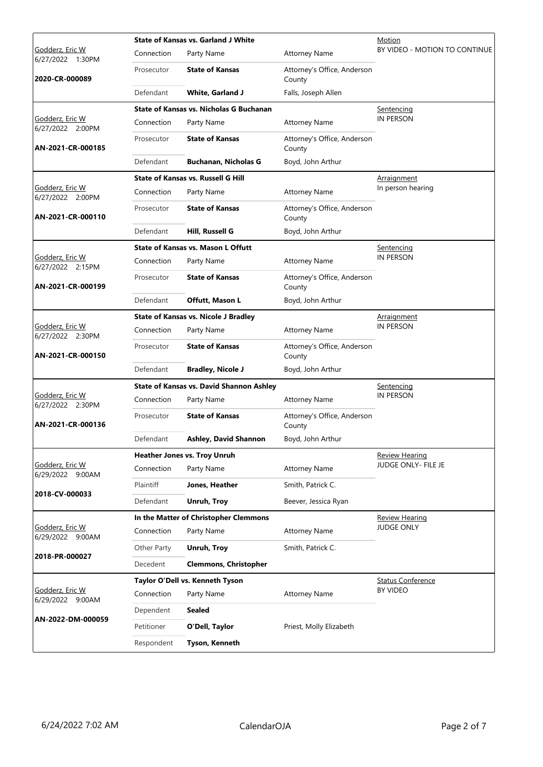| Judge / Date / Case | Case Title | | | Hearing |
|---|---|---|---|---|
| Godderz, Eric W<br>6/27/2022 1:30PM<br>**2020-CR-000089** | **State of Kansas vs. Garland J White** | | | Motion<br>BY VIDEO - MOTION TO CONTINUE |
| | Connection | Party Name | Attorney Name | |
| | Prosecutor | **State of Kansas** | Attorney's Office, Anderson County | |
| | Defendant | **White, Garland J** | Falls, Joseph Allen | |
| Godderz, Eric W<br>6/27/2022 2:00PM<br>**AN-2021-CR-000185** | **State of Kansas vs. Nicholas G Buchanan** | | | Sentencing<br>IN PERSON |
| | Connection | Party Name | Attorney Name | |
| | Prosecutor | **State of Kansas** | Attorney's Office, Anderson County | |
| | Defendant | **Buchanan, Nicholas G** | Boyd, John Arthur | |
| Godderz, Eric W<br>6/27/2022 2:00PM<br>**AN-2021-CR-000110** | **State of Kansas vs. Russell G Hill** | | | Arraignment<br>In person hearing |
| | Connection | Party Name | Attorney Name | |
| | Prosecutor | **State of Kansas** | Attorney's Office, Anderson County | |
| | Defendant | **Hill, Russell G** | Boyd, John Arthur | |
| Godderz, Eric W<br>6/27/2022 2:15PM<br>**AN-2021-CR-000199** | **State of Kansas vs. Mason L Offutt** | | | Sentencing<br>IN PERSON |
| | Connection | Party Name | Attorney Name | |
| | Prosecutor | **State of Kansas** | Attorney's Office, Anderson County | |
| | Defendant | **Offutt, Mason L** | Boyd, John Arthur | |
| Godderz, Eric W<br>6/27/2022 2:30PM<br>**AN-2021-CR-000150** | **State of Kansas vs. Nicole J Bradley** | | | Arraignment<br>IN PERSON |
| | Connection | Party Name | Attorney Name | |
| | Prosecutor | **State of Kansas** | Attorney's Office, Anderson County | |
| | Defendant | **Bradley, Nicole J** | Boyd, John Arthur | |
| Godderz, Eric W<br>6/27/2022 2:30PM<br>**AN-2021-CR-000136** | **State of Kansas vs. David Shannon Ashley** | | | Sentencing<br>IN PERSON |
| | Connection | Party Name | Attorney Name | |
| | Prosecutor | **State of Kansas** | Attorney's Office, Anderson County | |
| | Defendant | **Ashley, David Shannon** | Boyd, John Arthur | |
| Godderz, Eric W<br>6/29/2022 9:00AM<br>**2018-CV-000033** | **Heather Jones vs. Troy Unruh** | | | Review Hearing<br>JUDGE ONLY- FILE JE |
| | Connection | Party Name | Attorney Name | |
| | Plaintiff | **Jones, Heather** | Smith, Patrick C. | |
| | Defendant | **Unruh, Troy** | Beever, Jessica Ryan | |
| Godderz, Eric W<br>6/29/2022 9:00AM<br>**2018-PR-000027** | **In the Matter of Christopher Clemmons** | | | Review Hearing<br>JUDGE ONLY |
| | Connection | Party Name | Attorney Name | |
| | Other Party | **Unruh, Troy** | Smith, Patrick C. | |
| | Decedent | **Clemmons, Christopher** | | |
| Godderz, Eric W<br>6/29/2022 9:00AM<br>**AN-2022-DM-000059** | **Taylor O'Dell vs. Kenneth Tyson** | | | Status Conference<br>BY VIDEO |
| | Connection | Party Name | Attorney Name | |
| | Dependent | **Sealed** | | |
| | Petitioner | **O'Dell, Taylor** | Priest, Molly Elizabeth | |
| | Respondent | **Tyson, Kenneth** | | |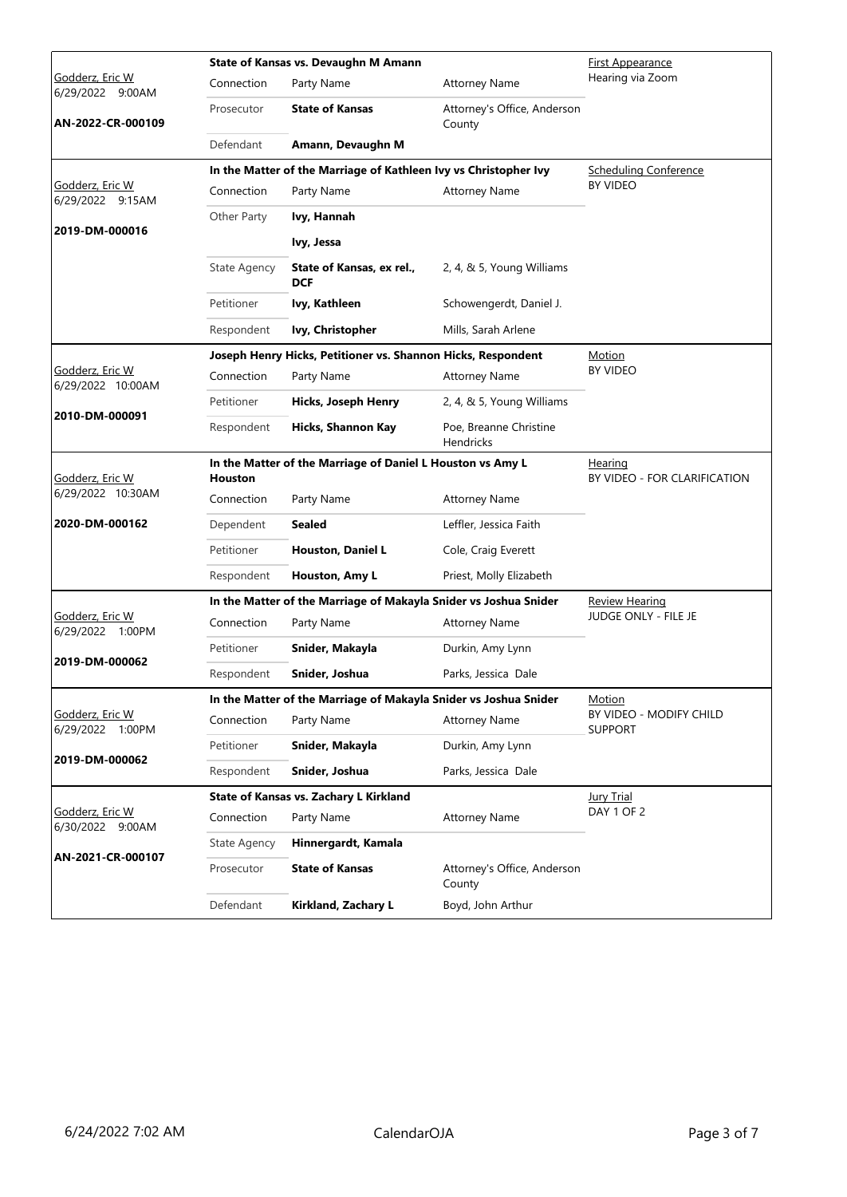| Judge / Date / Case | Case Title | | | Hearing Type |
|---|---|---|---|---|
| Godderz, Eric W<br>6/29/2022 9:00AM<br>**AN-2022-CR-000109** | **State of Kansas vs. Devaughn M Amann** | | | First Appearance<br>Hearing via Zoom |
| | Connection | Party Name | Attorney Name | |
| | Prosecutor | **State of Kansas** | Attorney's Office, Anderson County | |
| | Defendant | **Amann, Devaughn M** | | |
| Godderz, Eric W<br>6/29/2022 9:15AM<br>**2019-DM-000016** | **In the Matter of the Marriage of Kathleen Ivy vs Christopher Ivy** | | | Scheduling Conference<br>BY VIDEO |
| | Connection | Party Name | Attorney Name | |
| | Other Party | **Ivy, Hannah** | | |
| | | **Ivy, Jessa** | | |
| | State Agency | **State of Kansas, ex rel., DCF** | 2, 4, & 5, Young Williams | |
| | Petitioner | **Ivy, Kathleen** | Schowengerdt, Daniel J. | |
| | Respondent | **Ivy, Christopher** | Mills, Sarah Arlene | |
| Godderz, Eric W<br>6/29/2022 10:00AM<br>**2010-DM-000091** | **Joseph Henry Hicks, Petitioner vs. Shannon Hicks, Respondent** | | | Motion<br>BY VIDEO |
| | Connection | Party Name | Attorney Name | |
| | Petitioner | **Hicks, Joseph Henry** | 2, 4, & 5, Young Williams | |
| | Respondent | **Hicks, Shannon Kay** | Poe, Breanne Christine Hendricks | |
| Godderz, Eric W<br>6/29/2022 10:30AM<br>**2020-DM-000162** | **In the Matter of the Marriage of Daniel L Houston vs Amy L Houston** | | | Hearing<br>BY VIDEO - FOR CLARIFICATION |
| | Connection | Party Name | Attorney Name | |
| | Dependent | **Sealed** | Leffler, Jessica Faith | |
| | Petitioner | **Houston, Daniel L** | Cole, Craig Everett | |
| | Respondent | **Houston, Amy L** | Priest, Molly Elizabeth | |
| Godderz, Eric W<br>6/29/2022 1:00PM<br>**2019-DM-000062** | **In the Matter of the Marriage of Makayla Snider vs Joshua Snider** | | | Review Hearing<br>JUDGE ONLY - FILE JE |
| | Connection | Party Name | Attorney Name | |
| | Petitioner | **Snider, Makayla** | Durkin, Amy Lynn | |
| | Respondent | **Snider, Joshua** | Parks, Jessica Dale | |
| Godderz, Eric W<br>6/29/2022 1:00PM<br>**2019-DM-000062** | **In the Matter of the Marriage of Makayla Snider vs Joshua Snider** | | | Motion<br>BY VIDEO - MODIFY CHILD SUPPORT |
| | Connection | Party Name | Attorney Name | |
| | Petitioner | **Snider, Makayla** | Durkin, Amy Lynn | |
| | Respondent | **Snider, Joshua** | Parks, Jessica Dale | |
| Godderz, Eric W<br>6/30/2022 9:00AM<br>**AN-2021-CR-000107** | **State of Kansas vs. Zachary L Kirkland** | | | Jury Trial<br>DAY 1 OF 2 |
| | Connection | Party Name | Attorney Name | |
| | State Agency | **Hinnergardt, Kamala** | | |
| | Prosecutor | **State of Kansas** | Attorney's Office, Anderson County | |
| | Defendant | **Kirkland, Zachary L** | Boyd, John Arthur | |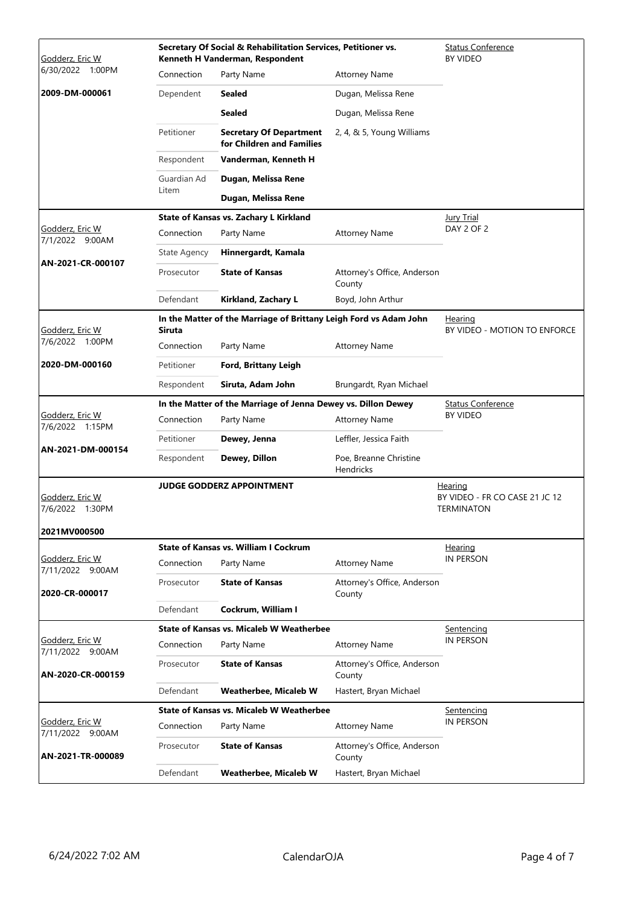| Judge / Date / Case | Case Title | Connection | Party Name | Attorney Name | Hearing Type |
|---|---|---|---|---|---|
| Godderz, Eric W 6/30/2022 1:00PM **2009-DM-000061** | **Secretary Of Social & Rehabilitation Services, Petitioner vs. Kenneth H Vanderman, Respondent** | Dependent | **Sealed** | Dugan, Melissa Rene | Status Conference BY VIDEO |
| | | | **Sealed** | Dugan, Melissa Rene | |
| | | Petitioner | **Secretary Of Department for Children and Families** | 2, 4, & 5, Young Williams | |
| | | Respondent | **Vanderman, Kenneth H** | | |
| | | Guardian Ad Litem | **Dugan, Melissa Rene** | | |
| | | | **Dugan, Melissa Rene** | | |
| Godderz, Eric W 7/1/2022 9:00AM **AN-2021-CR-000107** | **State of Kansas vs. Zachary L Kirkland** | State Agency | **Hinnergardt, Kamala** | | Jury Trial DAY 2 OF 2 |
| | | Prosecutor | **State of Kansas** | Attorney's Office, Anderson County | |
| | | Defendant | **Kirkland, Zachary L** | Boyd, John Arthur | |
| Godderz, Eric W 7/6/2022 1:00PM **2020-DM-000160** | **In the Matter of the Marriage of Brittany Leigh Ford vs Adam John Siruta** | Petitioner | **Ford, Brittany Leigh** | | Hearing BY VIDEO - MOTION TO ENFORCE |
| | | Respondent | **Siruta, Adam John** | Brungardt, Ryan Michael | |
| Godderz, Eric W 7/6/2022 1:15PM **AN-2021-DM-000154** | **In the Matter of the Marriage of Jenna Dewey vs. Dillon Dewey** | Petitioner | **Dewey, Jenna** | Leffler, Jessica Faith | Status Conference BY VIDEO |
| | | Respondent | **Dewey, Dillon** | Poe, Breanne Christine Hendricks | |
| Godderz, Eric W 7/6/2022 1:30PM **2021MV000500** | **JUDGE GODDERZ APPOINTMENT** | | | | Hearing BY VIDEO - FR CO CASE 21 JC 12 TERMINATON |
| Godderz, Eric W 7/11/2022 9:00AM **2020-CR-000017** | **State of Kansas vs. William I Cockrum** | Prosecutor | **State of Kansas** | Attorney's Office, Anderson County | Hearing IN PERSON |
| | | Defendant | **Cockrum, William I** | | |
| Godderz, Eric W 7/11/2022 9:00AM **AN-2020-CR-000159** | **State of Kansas vs. Micaleb W Weatherbee** | Prosecutor | **State of Kansas** | Attorney's Office, Anderson County | Sentencing IN PERSON |
| | | Defendant | **Weatherbee, Micaleb W** | Hastert, Bryan Michael | |
| Godderz, Eric W 7/11/2022 9:00AM **AN-2021-TR-000089** | **State of Kansas vs. Micaleb W Weatherbee** | Prosecutor | **State of Kansas** | Attorney's Office, Anderson County | Sentencing IN PERSON |
| | | Defendant | **Weatherbee, Micaleb W** | Hastert, Bryan Michael | |

6/24/2022 7:02 AM CalendarOJA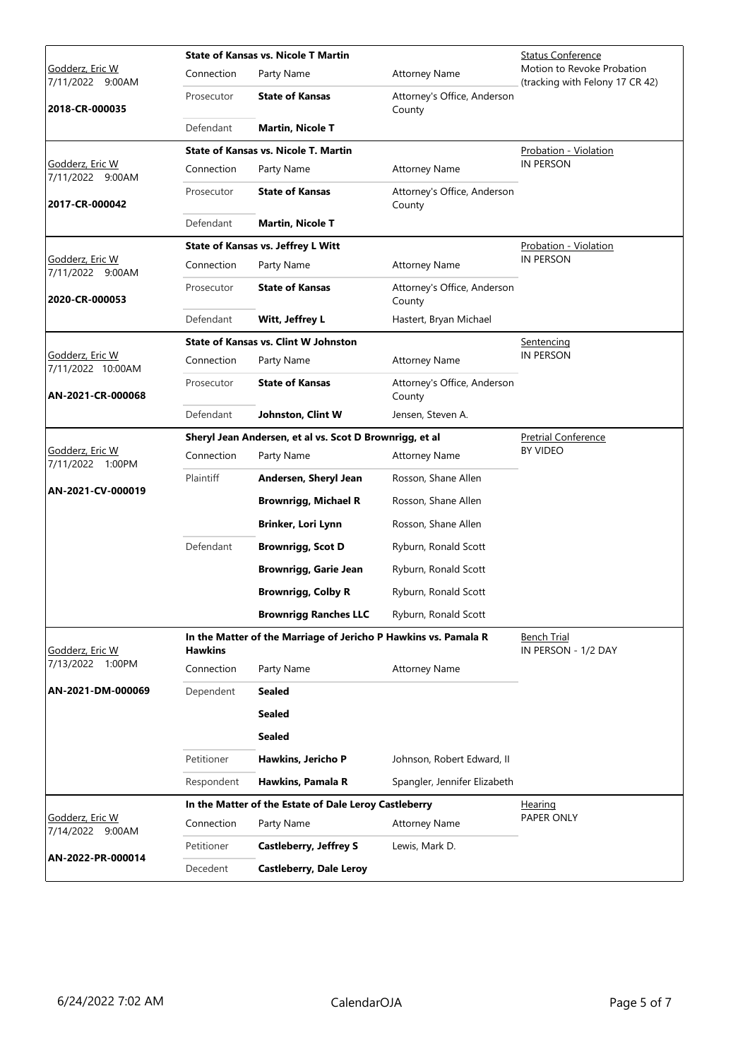| Judge / Date / Case | Case Title / Connection | Party Name | Attorney Name | Hearing Type |
|---|---|---|---|---|
| Godderz, Eric W<br>7/11/2022 9:00AM<br>**2018-CR-000035** | **State of Kansas vs. Nicole T Martin** | | | Status Conference<br>Motion to Revoke Probation (tracking with Felony 17 CR 42) |
| | Connection | Party Name | Attorney Name | |
| | Prosecutor | **State of Kansas** | Attorney's Office, Anderson County | |
| | Defendant | **Martin, Nicole T** | | |
| Godderz, Eric W<br>7/11/2022 9:00AM<br>**2017-CR-000042** | **State of Kansas vs. Nicole T. Martin** | | | Probation - Violation<br>IN PERSON |
| | Connection | Party Name | Attorney Name | |
| | Prosecutor | **State of Kansas** | Attorney's Office, Anderson County | |
| | Defendant | **Martin, Nicole T** | | |
| Godderz, Eric W<br>7/11/2022 9:00AM<br>**2020-CR-000053** | **State of Kansas vs. Jeffrey L Witt** | | | Probation - Violation<br>IN PERSON |
| | Connection | Party Name | Attorney Name | |
| | Prosecutor | **State of Kansas** | Attorney's Office, Anderson County | |
| | Defendant | **Witt, Jeffrey L** | Hastert, Bryan Michael | |
| Godderz, Eric W<br>7/11/2022 10:00AM<br>**AN-2021-CR-000068** | **State of Kansas vs. Clint W Johnston** | | | Sentencing<br>IN PERSON |
| | Connection | Party Name | Attorney Name | |
| | Prosecutor | **State of Kansas** | Attorney's Office, Anderson County | |
| | Defendant | **Johnston, Clint W** | Jensen, Steven A. | |
| Godderz, Eric W<br>7/11/2022 1:00PM<br>**AN-2021-CV-000019** | **Sheryl Jean Andersen, et al vs. Scot D Brownrigg, et al** | | | Pretrial Conference<br>BY VIDEO |
| | Connection | Party Name | Attorney Name | |
| | Plaintiff | **Andersen, Sheryl Jean** | Rosson, Shane Allen | |
| | | **Brownrigg, Michael R** | Rosson, Shane Allen | |
| | | **Brinker, Lori Lynn** | Rosson, Shane Allen | |
| | Defendant | **Brownrigg, Scot D** | Ryburn, Ronald Scott | |
| | | **Brownrigg, Garie Jean** | Ryburn, Ronald Scott | |
| | | **Brownrigg, Colby R** | Ryburn, Ronald Scott | |
| | | **Brownrigg Ranches LLC** | Ryburn, Ronald Scott | |
| Godderz, Eric W<br>7/13/2022 1:00PM<br>**AN-2021-DM-000069** | **In the Matter of the Marriage of Jericho P Hawkins vs. Pamala R Hawkins** | | | Bench Trial<br>IN PERSON - 1/2 DAY |
| | Connection | Party Name | Attorney Name | |
| | Dependent | **Sealed** | | |
| | | **Sealed** | | |
| | | **Sealed** | | |
| | Petitioner | **Hawkins, Jericho P** | Johnson, Robert Edward, II | |
| | Respondent | **Hawkins, Pamala R** | Spangler, Jennifer Elizabeth | |
| Godderz, Eric W<br>7/14/2022 9:00AM<br>**AN-2022-PR-000014** | **In the Matter of the Estate of Dale Leroy Castleberry** | | | Hearing<br>PAPER ONLY |
| | Connection | Party Name | Attorney Name | |
| | Petitioner | **Castleberry, Jeffrey S** | Lewis, Mark D. | |
| | Decedent | **Castleberry, Dale Leroy** | | |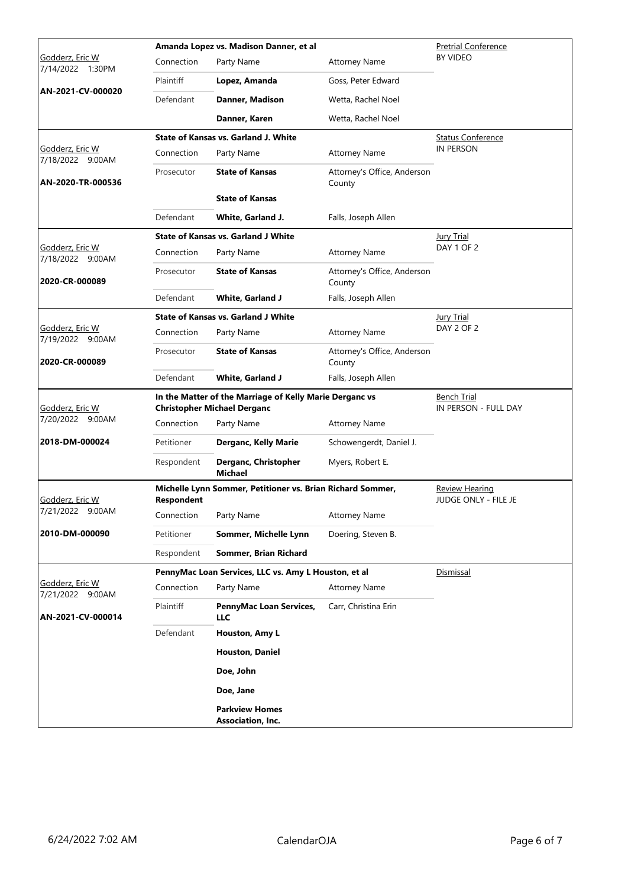| Judge / Date / Case | Case Title | Connection | Party Name | Attorney Name | Hearing |
|---|---|---|---|---|---|
| Godderz, Eric W<br>7/14/2022 1:30PM<br>**AN-2021-CV-000020** | **Amanda Lopez vs. Madison Danner, et al** | Plaintiff | **Lopez, Amanda** | Goss, Peter Edward | Pretrial Conference<br>BY VIDEO |
| | | Defendant | **Danner, Madison** | Wetta, Rachel Noel | |
| | | | **Danner, Karen** | Wetta, Rachel Noel | |
| Godderz, Eric W<br>7/18/2022 9:00AM<br>**AN-2020-TR-000536** | **State of Kansas vs. Garland J. White** | Prosecutor | **State of Kansas** | Attorney's Office, Anderson County | Status Conference<br>IN PERSON |
| | | | **State of Kansas** | | |
| | | Defendant | **White, Garland J.** | Falls, Joseph Allen | |
| Godderz, Eric W<br>7/18/2022 9:00AM<br>**2020-CR-000089** | **State of Kansas vs. Garland J White** | Prosecutor | **State of Kansas** | Attorney's Office, Anderson County | Jury Trial<br>DAY 1 OF 2 |
| | | Defendant | **White, Garland J** | Falls, Joseph Allen | |
| Godderz, Eric W<br>7/19/2022 9:00AM<br>**2020-CR-000089** | **State of Kansas vs. Garland J White** | Prosecutor | **State of Kansas** | Attorney's Office, Anderson County | Jury Trial<br>DAY 2 OF 2 |
| | | Defendant | **White, Garland J** | Falls, Joseph Allen | |
| Godderz, Eric W<br>7/20/2022 9:00AM<br>**2018-DM-000024** | **In the Matter of the Marriage of Kelly Marie Derganc vs Christopher Michael Derganc** | Petitioner | **Derganc, Kelly Marie** | Schowengerdt, Daniel J. | Bench Trial<br>IN PERSON - FULL DAY |
| | | Respondent | **Derganc, Christopher Michael** | Myers, Robert E. | |
| Godderz, Eric W<br>7/21/2022 9:00AM<br>**2010-DM-000090** | **Michelle Lynn Sommer, Petitioner vs. Brian Richard Sommer, Respondent** | Petitioner | **Sommer, Michelle Lynn** | Doering, Steven B. | Review Hearing<br>JUDGE ONLY - FILE JE |
| | | Respondent | **Sommer, Brian Richard** | | |
| Godderz, Eric W<br>7/21/2022 9:00AM<br>**AN-2021-CV-000014** | **PennyMac Loan Services, LLC vs. Amy L Houston, et al** | Plaintiff | **PennyMac Loan Services, LLC** | Carr, Christina Erin | Dismissal |
| | | Defendant | **Houston, Amy L** | | |
| | | | **Houston, Daniel** | | |
| | | | **Doe, John** | | |
| | | | **Doe, Jane** | | |
| | | | **Parkview Homes Association, Inc.** | | |

6/24/2022 7:02 AM CalendarOJA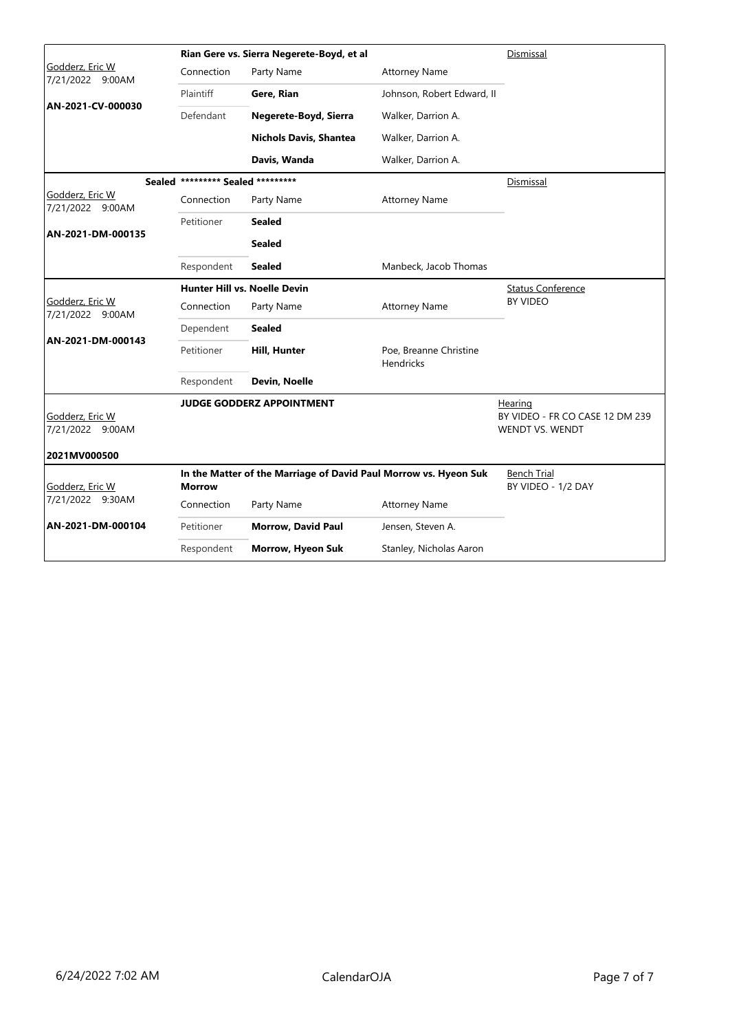| Judge / Date / Case | Case Title | | | Hearing Type |
|---|---|---|---|---|
| Godderz, Eric W<br>7/21/2022 9:00AM<br>**AN-2021-CV-000030** | **Rian Gere vs. Sierra Negerete-Boyd, et al** | | | Dismissal |
| | Connection | Party Name | Attorney Name | |
| | Plaintiff | **Gere, Rian** | Johnson, Robert Edward, II | |
| | Defendant | **Negerete-Boyd, Sierra** | Walker, Darrion A. | |
| | | **Nichols Davis, Shantea** | Walker, Darrion A. | |
| | | **Davis, Wanda** | Walker, Darrion A. | |
| Godderz, Eric W<br>7/21/2022 9:00AM<br>**AN-2021-DM-000135** | **Sealed \*\*\*\*\*\*\*\*\* Sealed \*\*\*\*\*\*\*\*\*** | | | Dismissal |
| | Connection | Party Name | Attorney Name | |
| | Petitioner | **Sealed** | | |
| | | **Sealed** | | |
| | Respondent | **Sealed** | Manbeck, Jacob Thomas | |
| Godderz, Eric W<br>7/21/2022 9:00AM<br>**AN-2021-DM-000143** | **Hunter Hill vs. Noelle Devin** | | | Status Conference<br>BY VIDEO |
| | Connection | Party Name | Attorney Name | |
| | Dependent | **Sealed** | | |
| | Petitioner | **Hill, Hunter** | Poe, Breanne Christine Hendricks | |
| | Respondent | **Devin, Noelle** | | |
| Godderz, Eric W<br>7/21/2022 9:00AM<br>**2021MV000500** | **JUDGE GODDERZ APPOINTMENT** | | | Hearing<br>BY VIDEO - FR CO CASE 12 DM 239 WENDT VS. WENDT |
| Godderz, Eric W<br>7/21/2022 9:30AM<br>**AN-2021-DM-000104** | **In the Matter of the Marriage of David Paul Morrow vs. Hyeon Suk Morrow** | | | Bench Trial<br>BY VIDEO - 1/2 DAY |
| | Connection | Party Name | Attorney Name | |
| | Petitioner | **Morrow, David Paul** | Jensen, Steven A. | |
| | Respondent | **Morrow, Hyeon Suk** | Stanley, Nicholas Aaron | |

6/24/2022 7:02 AM CalendarOJA